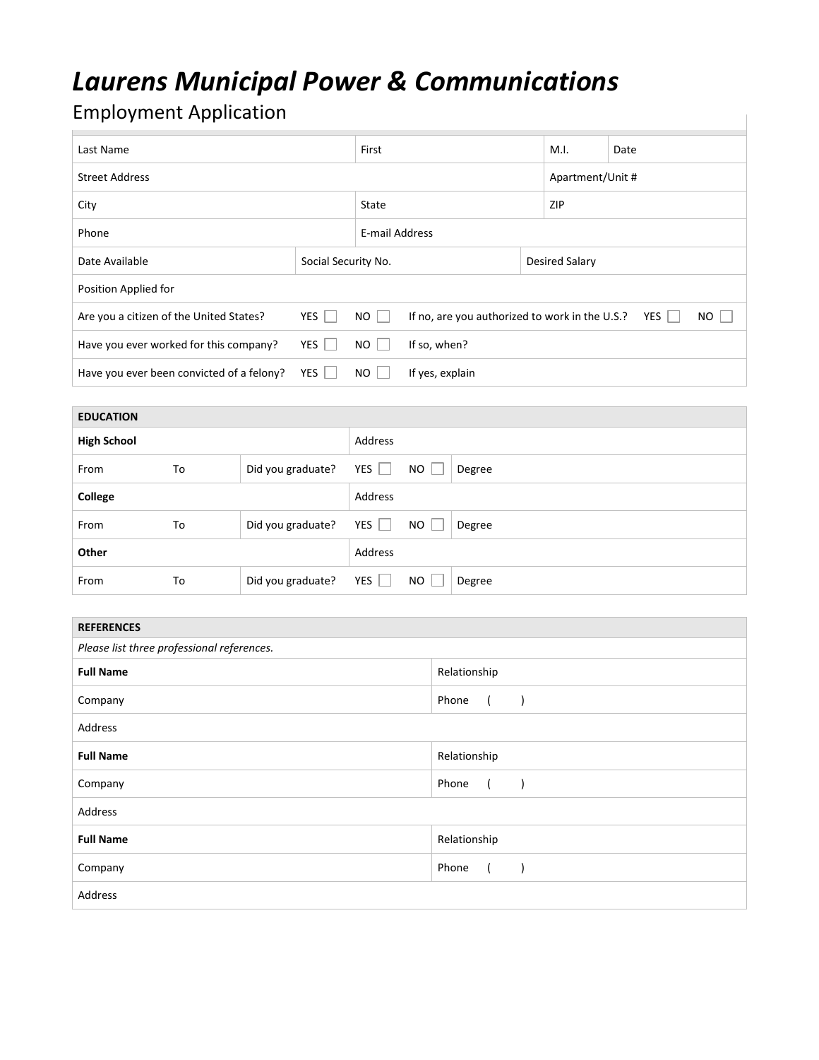# Laurens Municipal Power & Communications

## Employment Application

| Last Name | | First | M.I. | Date |
|---|---|---|---|---|
| Street Address | | | Apartment/Unit # | |
| City | | State | ZIP | |
| Phone | | E-mail Address | | |
| Date Available | Social Security No. | | Desired Salary | |
| Position Applied for | | | | |

| | | | | | |
|---|---|---|---|---|---|
| Are you a citizen of the United States? | YES ☐ | NO ☐ | If no, are you authorized to work in the U.S.? | YES ☐ | NO ☐ |
| Have you ever worked for this company? | YES ☐ | NO ☐ | If so, when? | | |
| Have you ever been convicted of a felony? | YES ☐ | NO ☐ | If yes, explain | | |

| EDUCATION | | | | | |
|---|---|---|---|---|---|
| **High School** | | Address | | | |
| From | To | Did you graduate? | YES ☐ | NO ☐ | Degree |
| **College** | | Address | | | |
| From | To | Did you graduate? | YES ☐ | NO ☐ | Degree |
| **Other** | | Address | | | |
| From | To | Did you graduate? | YES ☐ | NO ☐ | Degree |

| REFERENCES | |
|---|---|
| *Please list three professional references.* | |
| **Full Name** | Relationship |
| Company | Phone ( ) |
| Address | |
| **Full Name** | Relationship |
| Company | Phone ( ) |
| Address | |
| **Full Name** | Relationship |
| Company | Phone ( ) |
| Address | |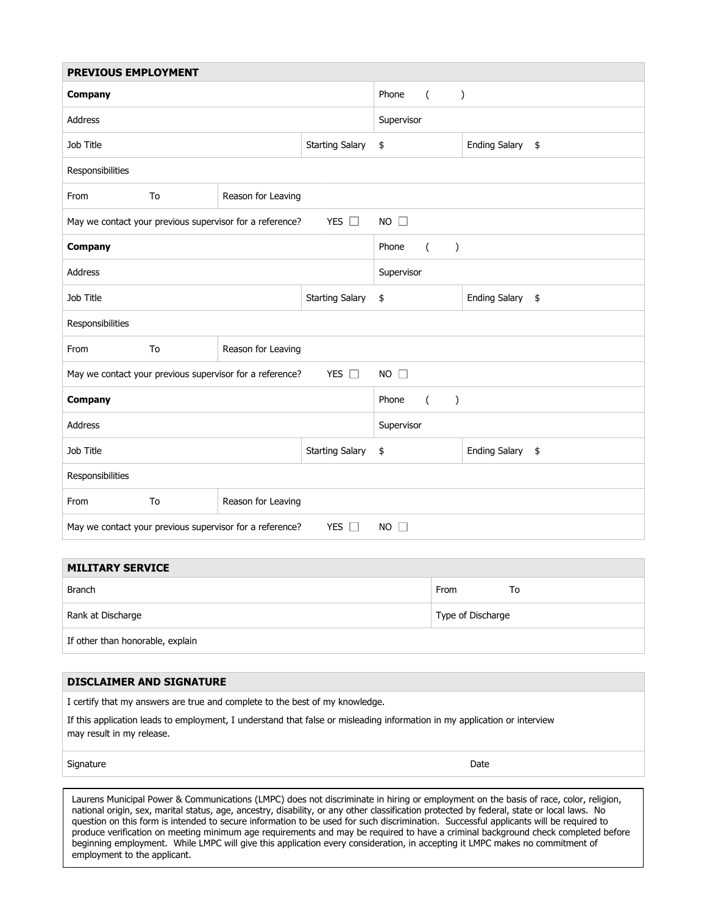## PREVIOUS EMPLOYMENT

| | | | | |
|---|---|---|---|---|
| **Company** | | | Phone ( ) | |
| Address | | | Supervisor | |
| Job Title | | Starting Salary | $ | Ending Salary $ |
| Responsibilities | | | | |
| From | To | Reason for Leaving | | |
| May we contact your previous supervisor for a reference? | | YES ☐ | NO ☐ | |
| **Company** | | | Phone ( ) | |
| Address | | | Supervisor | |
| Job Title | | Starting Salary | $ | Ending Salary $ |
| Responsibilities | | | | |
| From | To | Reason for Leaving | | |
| May we contact your previous supervisor for a reference? | | YES ☐ | NO ☐ | |
| **Company** | | | Phone ( ) | |
| Address | | | Supervisor | |
| Job Title | | Starting Salary | $ | Ending Salary $ |
| Responsibilities | | | | |
| From | To | Reason for Leaving | | |
| May we contact your previous supervisor for a reference? | | YES ☐ | NO ☐ | |

## MILITARY SERVICE

| | |
|---|---|
| Branch | From To |
| Rank at Discharge | Type of Discharge |
| If other than honorable, explain | |

## DISCLAIMER AND SIGNATURE

I certify that my answers are true and complete to the best of my knowledge.

If this application leads to employment, I understand that false or misleading information in my application or interview may result in my release.

| | |
|---|---|
| Signature | Date |

Laurens Municipal Power & Communications (LMPC) does not discriminate in hiring or employment on the basis of race, color, religion, national origin, sex, marital status, age, ancestry, disability, or any other classification protected by federal, state or local laws. No question on this form is intended to secure information to be used for such discrimination. Successful applicants will be required to produce verification on meeting minimum age requirements and may be required to have a criminal background check completed before beginning employment. While LMPC will give this application every consideration, in accepting it LMPC makes no commitment of employment to the applicant.